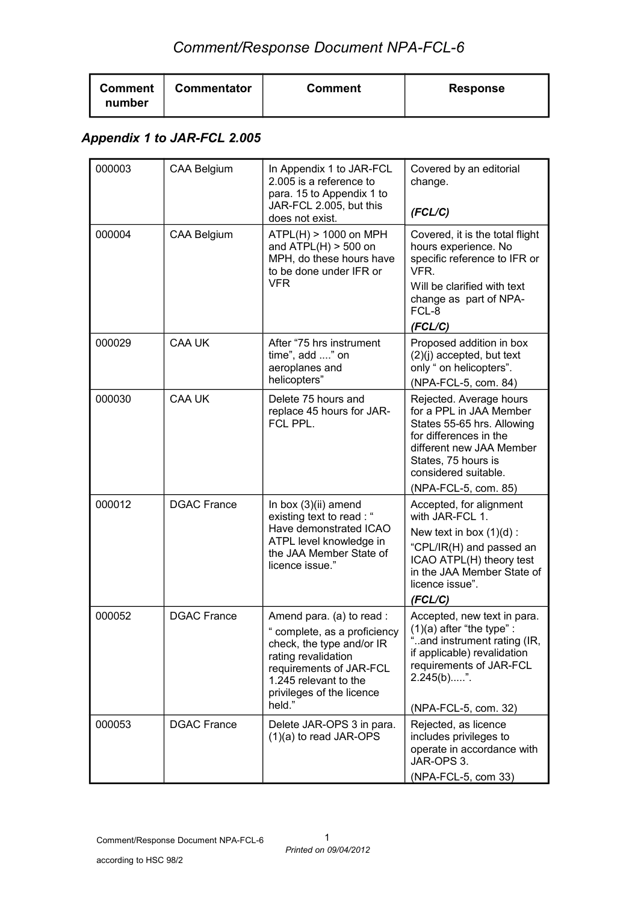# Comment/Response Document NPA-FCL-6

## Appendix 1 to JAR-FCL 2.005

| Comment number | Commentator | Comment | Response |
| --- | --- | --- | --- |
| 000003 | CAA Belgium | In Appendix 1 to JAR-FCL 2.005 is a reference to para. 15 to Appendix 1 to JAR-FCL 2.005, but this does not exist. | Covered by an editorial change. ***(FCL/C)*** |
| 000004 | CAA Belgium | ATPL(H) > 1000 on MPH and ATPL(H) > 500 on MPH, do these hours have to be done under IFR or VFR | Covered, it is the total flight hours experience. No specific reference to IFR or VFR. Will be clarified with text change as part of NPA-FCL-8 ***(FCL/C)*** |
| 000029 | CAA UK | After "75 hrs instrument time", add ...." on aeroplanes and helicopters" | Proposed addition in box (2)(j) accepted, but text only " on helicopters". (NPA-FCL-5, com. 84) |
| 000030 | CAA UK | Delete 75 hours and replace 45 hours for JAR-FCL PPL. | Rejected. Average hours for a PPL in JAA Member States 55-65 hrs. Allowing for differences in the different new JAA Member States, 75 hours is considered suitable. (NPA-FCL-5, com. 85) |
| 000012 | DGAC France | In box (3)(ii) amend existing text to read : " Have demonstrated ICAO ATPL level knowledge in the JAA Member State of licence issue." | Accepted, for alignment with JAR-FCL 1. New text in box (1)(d) : "CPL/IR(H) and passed an ICAO ATPL(H) theory test in the JAA Member State of licence issue". ***(FCL/C)*** |
| 000052 | DGAC France | Amend para. (a) to read : " complete, as a proficiency check, the type and/or IR rating revalidation requirements of JAR-FCL 1.245 relevant to the privileges of the licence held." | Accepted, new text in para. (1)(a) after "the type" : "..and instrument rating (IR, if applicable) revalidation requirements of JAR-FCL 2.245(b).....". (NPA-FCL-5, com. 32) |
| 000053 | DGAC France | Delete JAR-OPS 3 in para. (1)(a) to read JAR-OPS | Rejected, as licence includes privileges to operate in accordance with JAR-OPS 3. (NPA-FCL-5, com 33) |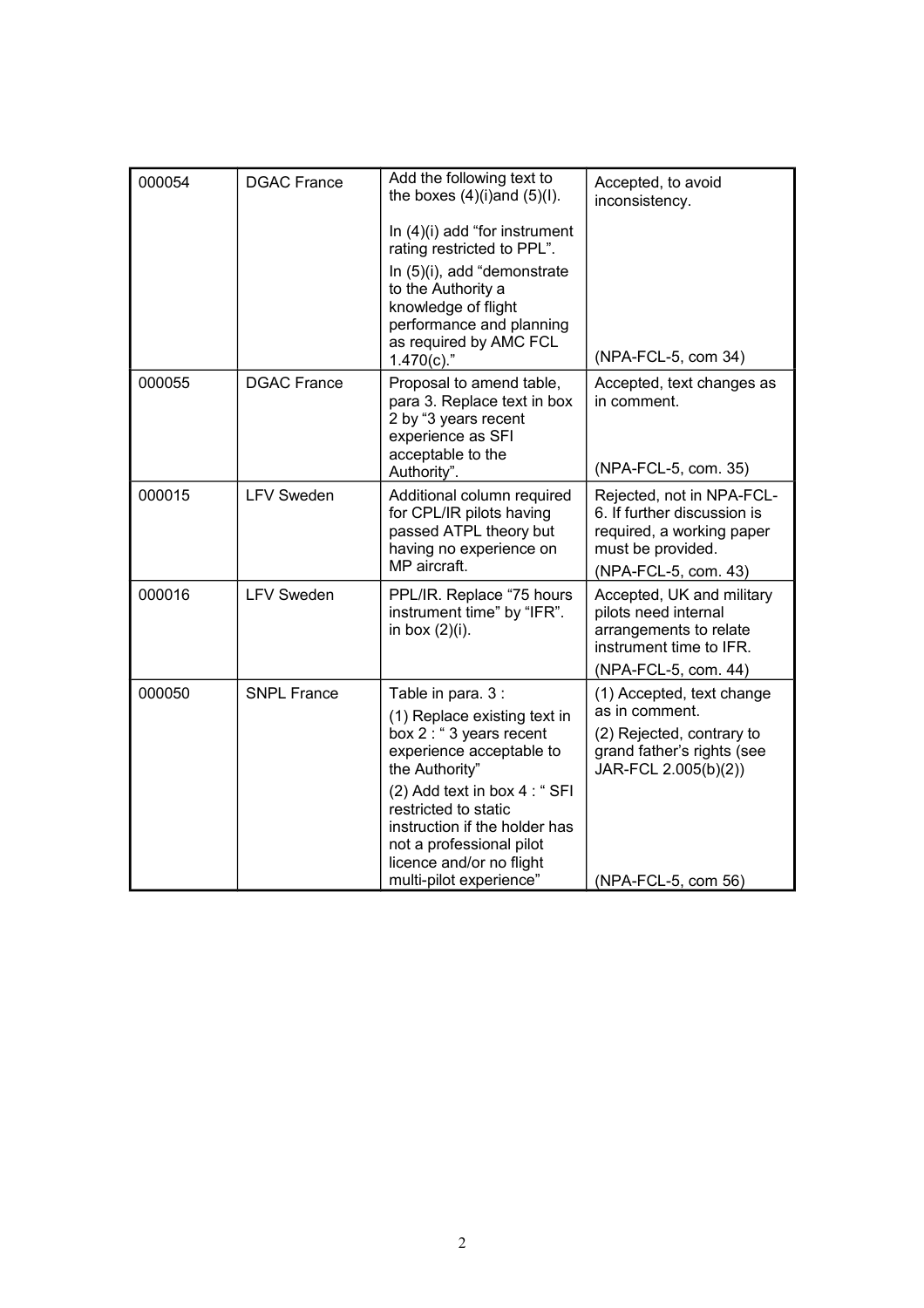| | | | |
|---|---|---|---|
| 000054 | DGAC France | Add the following text to the boxes (4)(i)and (5)(I).<br><br>In (4)(i) add "for instrument rating restricted to PPL".<br><br>In (5)(i), add "demonstrate to the Authority a knowledge of flight performance and planning as required by AMC FCL 1.470(c)." | Accepted, to avoid inconsistency.<br><br>(NPA-FCL-5, com 34) |
| 000055 | DGAC France | Proposal to amend table, para 3. Replace text in box 2 by "3 years recent experience as SFI acceptable to the Authority". | Accepted, text changes as in comment.<br><br>(NPA-FCL-5, com. 35) |
| 000015 | LFV Sweden | Additional column required for CPL/IR pilots having passed ATPL theory but having no experience on MP aircraft. | Rejected, not in NPA-FCL-6. If further discussion is required, a working paper must be provided.<br><br>(NPA-FCL-5, com. 43) |
| 000016 | LFV Sweden | PPL/IR. Replace "75 hours instrument time" by "IFR". in box (2)(i). | Accepted, UK and military pilots need internal arrangements to relate instrument time to IFR.<br><br>(NPA-FCL-5, com. 44) |
| 000050 | SNPL France | Table in para. 3 :<br><br>(1) Replace existing text in box 2 : " 3 years recent experience acceptable to the Authority"<br><br>(2) Add text in box 4 : " SFI restricted to static instruction if the holder has not a professional pilot licence and/or no flight multi-pilot experience" | (1) Accepted, text change as in comment.<br><br>(2) Rejected, contrary to grand father's rights (see JAR-FCL 2.005(b)(2))<br><br>(NPA-FCL-5, com 56) |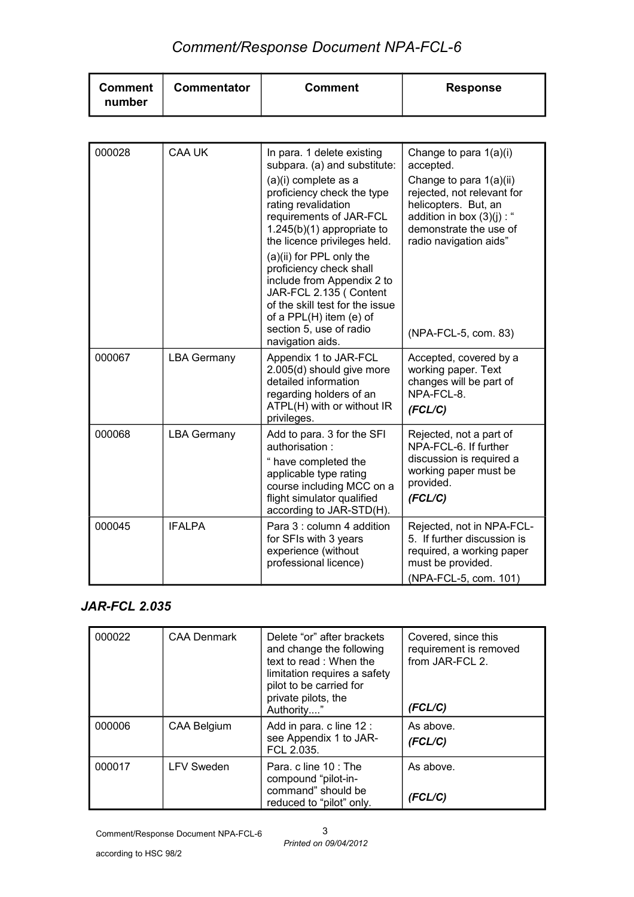| Comment number | Commentator | Comment | Response |
|---|---|---|---|
| 000028 | CAA UK | In para. 1 delete existing subpara. (a) and substitute: (a)(i) complete as a proficiency check the type rating revalidation requirements of JAR-FCL 1.245(b)(1) appropriate to the licence privileges held. (a)(ii) for PPL only the proficiency check shall include from Appendix 2 to JAR-FCL 2.135 ( Content of the skill test for the issue of a PPL(H) item (e) of section 5, use of radio navigation aids. | Change to para 1(a)(i) accepted. Change to para 1(a)(ii) rejected, not relevant for helicopters. But, an addition in box (3)(j) : " demonstrate the use of radio navigation aids" (NPA-FCL-5, com. 83) |
| 000067 | LBA Germany | Appendix 1 to JAR-FCL 2.005(d) should give more detailed information regarding holders of an ATPL(H) with or without IR privileges. | Accepted, covered by a working paper. Text changes will be part of NPA-FCL-8. ***(FCL/C)*** |
| 000068 | LBA Germany | Add to para. 3 for the SFI authorisation : " have completed the applicable type rating course including MCC on a flight simulator qualified according to JAR-STD(H). | Rejected, not a part of NPA-FCL-6. If further discussion is required a working paper must be provided. ***(FCL/C)*** |
| 000045 | IFALPA | Para 3 : column 4 addition for SFIs with 3 years experience (without professional licence) | Rejected, not in NPA-FCL-5. If further discussion is required, a working paper must be provided. (NPA-FCL-5, com. 101) |

### *JAR-FCL 2.035*

| Comment number | Commentator | Comment | Response |
|---|---|---|---|
| 000022 | CAA Denmark | Delete "or" after brackets and change the following text to read : When the limitation requires a safety pilot to be carried for private pilots, the Authority...." | Covered, since this requirement is removed from JAR-FCL 2. ***(FCL/C)*** |
| 000006 | CAA Belgium | Add in para. c line 12 : see Appendix 1 to JAR-FCL 2.035. | As above. ***(FCL/C)*** |
| 000017 | LFV Sweden | Para. c line 10 : The compound "pilot-in-command" should be reduced to "pilot" only. | As above. ***(FCL/C)*** |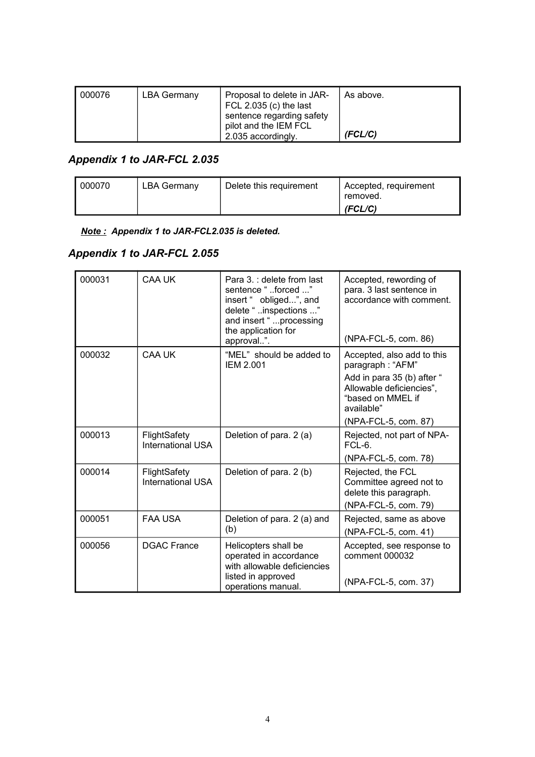| 000076 | LBA Germany | Proposal to delete in JAR-FCL 2.035 (c) the last sentence regarding safety pilot and the IEM FCL 2.035 accordingly. | As above.<br><br>***(FCL/C)*** |
|---|---|---|---|

## *Appendix 1 to JAR-FCL 2.035*

| 000070 | LBA Germany | Delete this requirement | Accepted, requirement removed.<br>***(FCL/C)*** |
|---|---|---|---|

***Note :** Appendix 1 to JAR-FCL2.035 is deleted.*

## *Appendix 1 to JAR-FCL 2.055*

| 000031 | CAA UK | Para 3. : delete from last sentence " ..forced ..." insert " obliged...", and delete " ..inspections ..." and insert " ...processing the application for approval..". | Accepted, rewording of para. 3 last sentence in accordance with comment.<br><br>(NPA-FCL-5, com. 86) |
|---|---|---|---|
| 000032 | CAA UK | "MEL" should be added to IEM 2.001 | Accepted, also add to this paragraph : "AFM"<br>Add in para 35 (b) after " Allowable deficiencies", "based on MMEL if available"<br>(NPA-FCL-5, com. 87) |
| 000013 | FlightSafety International USA | Deletion of para. 2 (a) | Rejected, not part of NPA-FCL-6.<br>(NPA-FCL-5, com. 78) |
| 000014 | FlightSafety International USA | Deletion of para. 2 (b) | Rejected, the FCL Committee agreed not to delete this paragraph.<br>(NPA-FCL-5, com. 79) |
| 000051 | FAA USA | Deletion of para. 2 (a) and (b) | Rejected, same as above<br>(NPA-FCL-5, com. 41) |
| 000056 | DGAC France | Helicopters shall be operated in accordance with allowable deficiencies listed in approved operations manual. | Accepted, see response to comment 000032<br><br>(NPA-FCL-5, com. 37) |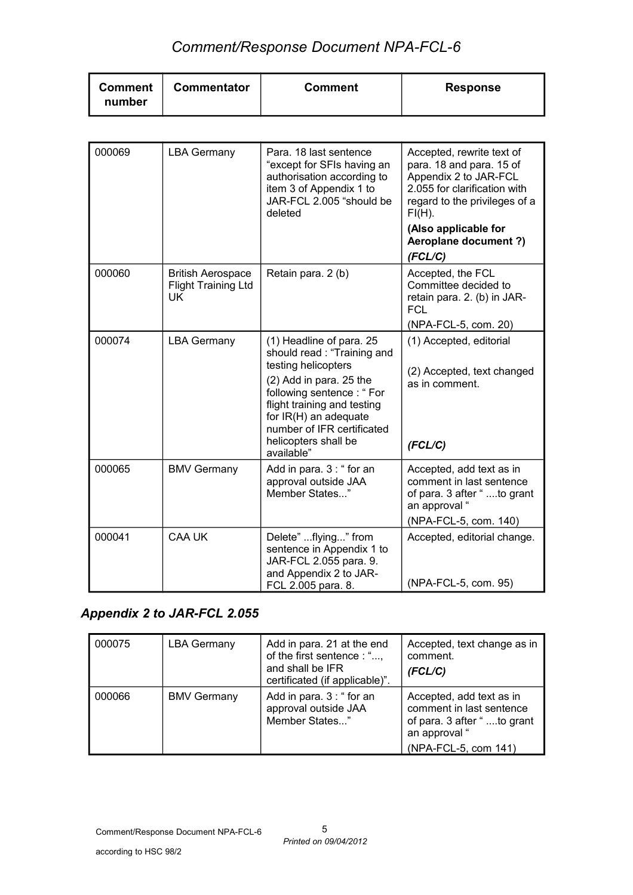| Comment number | Commentator | Comment | Response |
|---|---|---|---|
| 000069 | LBA Germany | Para. 18 last sentence “except for SFIs having an authorisation according to item 3 of Appendix 1 to JAR-FCL 2.005 “should be deleted | Accepted, rewrite text of para. 18 and para. 15 of Appendix 2 to JAR-FCL 2.055 for clarification with regard to the privileges of a FI(H). **(Also applicable for Aeroplane document ?)** ***(FCL/C)*** |
| 000060 | British Aerospace Flight Training Ltd UK | Retain para. 2 (b) | Accepted, the FCL Committee decided to retain para. 2. (b) in JAR-FCL (NPA-FCL-5, com. 20) |
| 000074 | LBA Germany | (1) Headline of para. 25 should read : “Training and testing helicopters (2) Add in para. 25 the following sentence : “ For flight training and testing for IR(H) an adequate number of IFR certificated helicopters shall be available” | (1) Accepted, editorial (2) Accepted, text changed as in comment. ***(FCL/C)*** |
| 000065 | BMV Germany | Add in para. 3 : “ for an approval outside JAA Member States...” | Accepted, add text as in comment in last sentence of para. 3 after “ ....to grant an approval “ (NPA-FCL-5, com. 140) |
| 000041 | CAA UK | Delete” ...flying...” from sentence in Appendix 1 to JAR-FCL 2.055 para. 9. and Appendix 2 to JAR-FCL 2.005 para. 8. | Accepted, editorial change. (NPA-FCL-5, com. 95) |

## *Appendix 2 to JAR-FCL 2.055*

| Comment number | Commentator | Comment | Response |
|---|---|---|---|
| 000075 | LBA Germany | Add in para. 21 at the end of the first sentence : “..., and shall be IFR certificated (if applicable)”. | Accepted, text change as in comment. ***(FCL/C)*** |
| 000066 | BMV Germany | Add in para. 3 : “ for an approval outside JAA Member States...” | Accepted, add text as in comment in last sentence of para. 3 after “ ....to grant an approval “ (NPA-FCL-5, com 141) |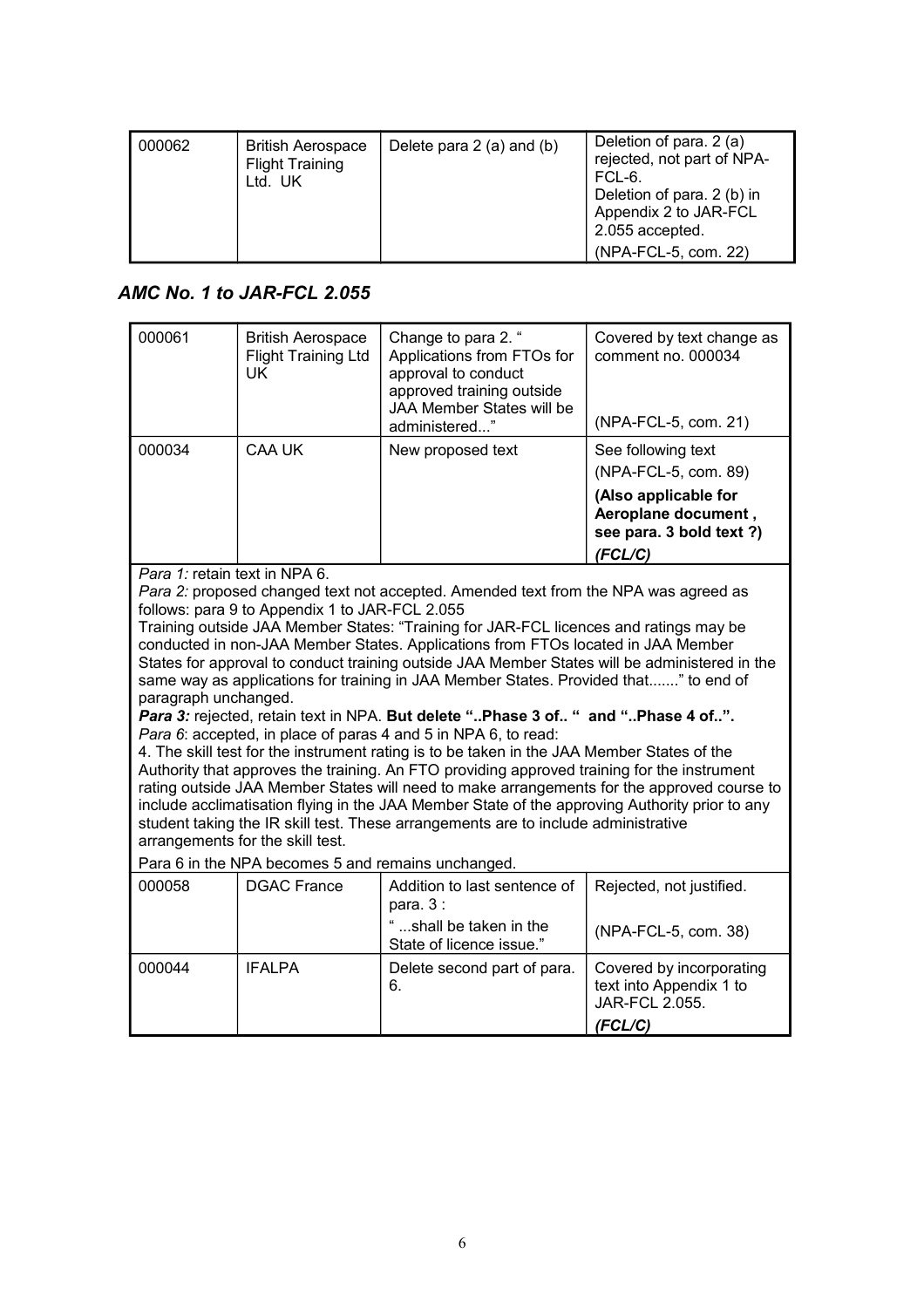| 000062 | British Aerospace Flight Training Ltd. UK | Delete para 2 (a) and (b) | Deletion of para. 2 (a) rejected, not part of NPA-FCL-6. Deletion of para. 2 (b) in Appendix 2 to JAR-FCL 2.055 accepted. (NPA-FCL-5, com. 22) |
|---|---|---|---|

## *AMC No. 1 to JAR-FCL 2.055*

| 000061 | British Aerospace Flight Training Ltd UK | Change to para 2. " Applications from FTOs for approval to conduct approved training outside JAA Member States will be administered..." | Covered by text change as comment no. 000034 (NPA-FCL-5, com. 21) |
|---|---|---|---|
| 000034 | CAA UK | New proposed text | See following text (NPA-FCL-5, com. 89) **(Also applicable for Aeroplane document , see para. 3 bold text ?)** ***(FCL/C)*** |

*Para 1:* retain text in NPA 6.
*Para 2:* proposed changed text not accepted. Amended text from the NPA was agreed as follows: para 9 to Appendix 1 to JAR-FCL 2.055
Training outside JAA Member States: "Training for JAR-FCL licences and ratings may be conducted in non-JAA Member States. Applications from FTOs located in JAA Member States for approval to conduct training outside JAA Member States will be administered in the same way as applications for training in JAA Member States. Provided that......." to end of paragraph unchanged.
***Para 3:*** rejected, retain text in NPA. **But delete "..Phase 3 of.. " and "..Phase 4 of..".**
*Para 6*: accepted, in place of paras 4 and 5 in NPA 6, to read:
4. The skill test for the instrument rating is to be taken in the JAA Member States of the Authority that approves the training. An FTO providing approved training for the instrument rating outside JAA Member States will need to make arrangements for the approved course to include acclimatisation flying in the JAA Member State of the approving Authority prior to any student taking the IR skill test. These arrangements are to include administrative arrangements for the skill test.
Para 6 in the NPA becomes 5 and remains unchanged.

| 000058 | DGAC France | Addition to last sentence of para. 3 : " ...shall be taken in the State of licence issue." | Rejected, not justified. (NPA-FCL-5, com. 38) |
|---|---|---|---|
| 000044 | IFALPA | Delete second part of para. 6. | Covered by incorporating text into Appendix 1 to JAR-FCL 2.055. ***(FCL/C)*** |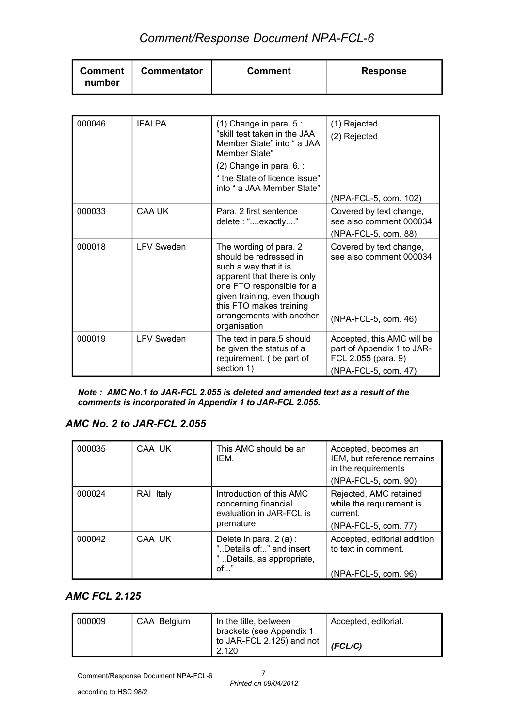| Comment number | Commentator | Comment | Response |
|---|---|---|---|
| 000046 | IFALPA | (1) Change in para. 5 : “skill test taken in the JAA Member State” into “ a JAA Member State” (2) Change in para. 6. : “ the State of licence issue” into “ a JAA Member State” | (1) Rejected (2) Rejected (NPA-FCL-5, com. 102) |
| 000033 | CAA UK | Para. 2 first sentence delete : “....exactly....” | Covered by text change, see also comment 000034 (NPA-FCL-5, com. 88) |
| 000018 | LFV Sweden | The wording of para. 2 should be redressed in such a way that it is apparent that there is only one FTO responsible for a given training, even though this FTO makes training arrangements with another organisation | Covered by text change, see also comment 000034 (NPA-FCL-5, com. 46) |
| 000019 | LFV Sweden | The text in para.5 should be given the status of a requirement. ( be part of section 1) | Accepted, this AMC will be part of Appendix 1 to JAR-FCL 2.055 (para. 9) (NPA-FCL-5, com. 47) |

***Note :*** ***AMC No.1 to JAR-FCL 2.055 is deleted and amended text as a result of the comments is incorporated in Appendix 1 to JAR-FCL 2.055.***

## *AMC No. 2 to JAR-FCL 2.055*

| Comment number | Commentator | Comment | Response |
|---|---|---|---|
| 000035 | CAA UK | This AMC should be an IEM. | Accepted, becomes an IEM, but reference remains in the requirements (NPA-FCL-5, com. 90) |
| 000024 | RAI Italy | Introduction of this AMC concerning financial evaluation in JAR-FCL is premature | Rejected, AMC retained while the requirement is current. (NPA-FCL-5, com. 77) |
| 000042 | CAA UK | Delete in para. 2 (a) : “..Details of:..” and insert “ ..Details, as appropriate, of:..” | Accepted, editorial addition to text in comment. (NPA-FCL-5, com. 96) |

## *AMC FCL 2.125*

| Comment number | Commentator | Comment | Response |
|---|---|---|---|
| 000009 | CAA Belgium | In the title, between brackets (see Appendix 1 to JAR-FCL 2.125) and not 2.120 | Accepted, editorial. ***(FCL/C)*** |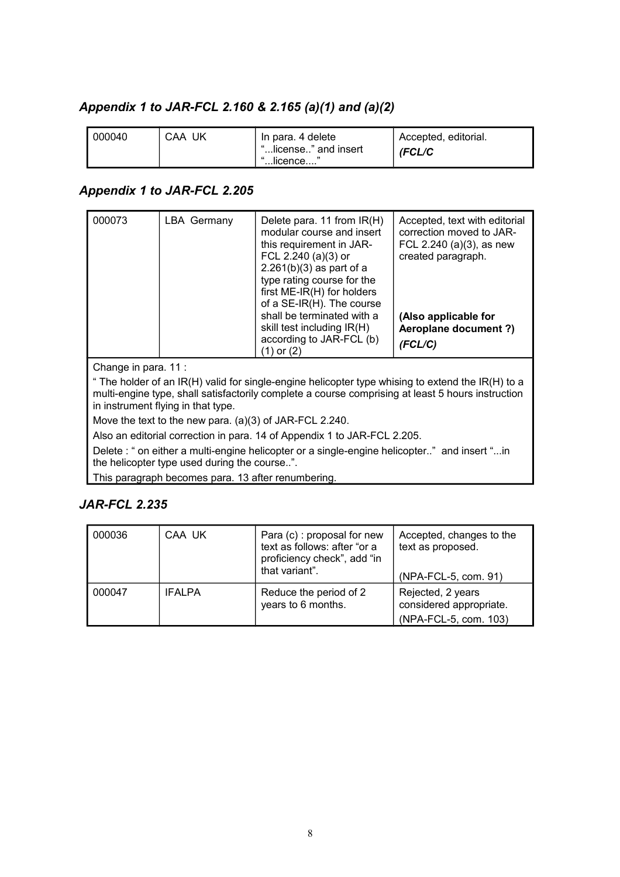## *Appendix 1 to JAR-FCL 2.160 & 2.165 (a)(1) and (a)(2)*

| | | | |
|---|---|---|---|
| 000040 | CAA UK | In para. 4 delete "...license.." and insert "...licence...." | Accepted, editorial. ***(FCL/C*** |

## *Appendix 1 to JAR-FCL 2.205*

| | | | |
|---|---|---|---|
| 000073 | LBA Germany | Delete para. 11 from IR(H) modular course and insert this requirement in JAR-FCL 2.240 (a)(3) or 2.261(b)(3) as part of a type rating course for the first ME-IR(H) for holders of a SE-IR(H). The course shall be terminated with a skill test including IR(H) according to JAR-FCL (b) (1) or (2) | Accepted, text with editorial correction moved to JAR-FCL 2.240 (a)(3), as new created paragraph. **(Also applicable for Aeroplane document ?)** ***(FCL/C)*** |

Change in para. 11 :

" The holder of an IR(H) valid for single-engine helicopter type whising to extend the IR(H) to a multi-engine type, shall satisfactorily complete a course comprising at least 5 hours instruction in instrument flying in that type.

Move the text to the new para. (a)(3) of JAR-FCL 2.240.

Also an editorial correction in para. 14 of Appendix 1 to JAR-FCL 2.205.

Delete : " on either a multi-engine helicopter or a single-engine helicopter.." and insert "...in the helicopter type used during the course..".

This paragraph becomes para. 13 after renumbering.

## *JAR-FCL 2.235*

| | | | |
|---|---|---|---|
| 000036 | CAA UK | Para (c) : proposal for new text as follows: after "or a proficiency check", add "in that variant". | Accepted, changes to the text as proposed. (NPA-FCL-5, com. 91) |
| 000047 | IFALPA | Reduce the period of 2 years to 6 months. | Rejected, 2 years considered appropriate. (NPA-FCL-5, com. 103) |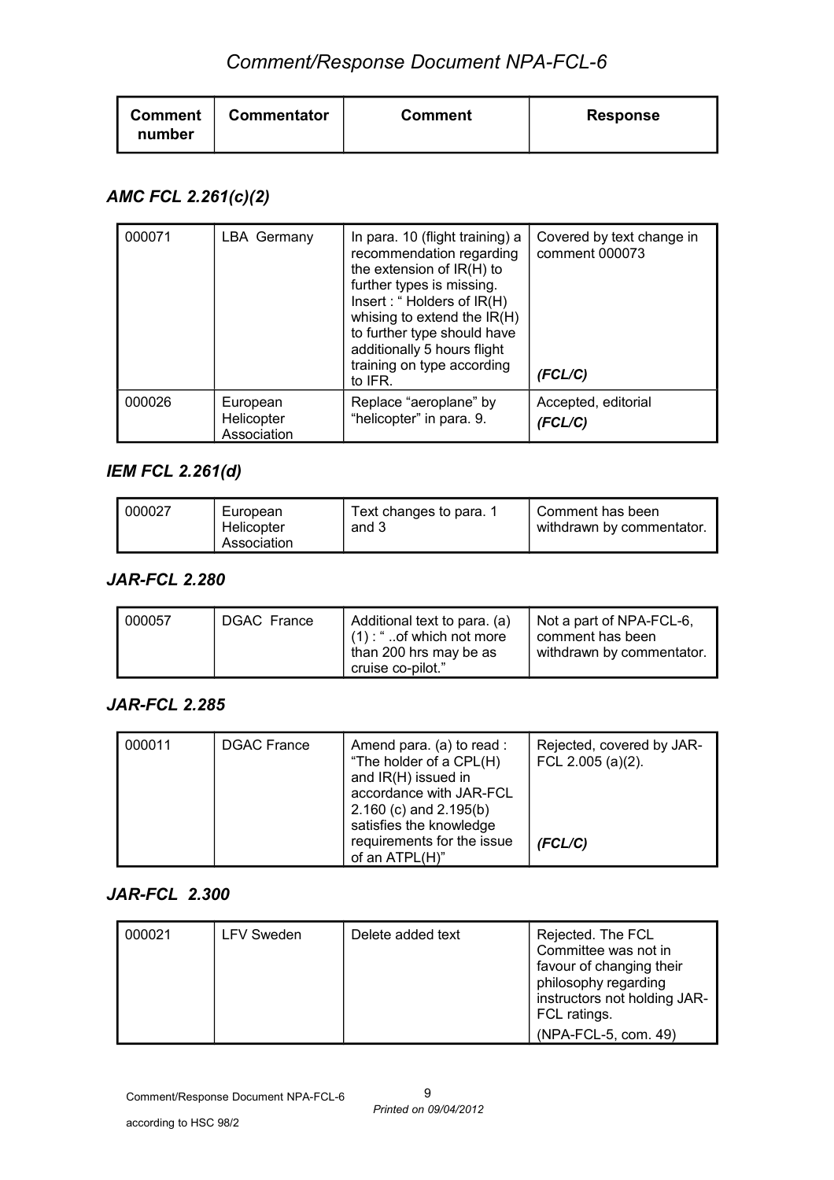| Comment number | Commentator | Comment | Response |
|---|---|---|---|

### *AMC FCL 2.261(c)(2)*

| | | | |
|---|---|---|---|
| 000071 | LBA Germany | In para. 10 (flight training) a recommendation regarding the extension of IR(H) to further types is missing. Insert : " Holders of IR(H) whising to extend the IR(H) to further type should have additionally 5 hours flight training on type according to IFR. | Covered by text change in comment 000073 ***(FCL/C)*** |
| 000026 | European Helicopter Association | Replace "aeroplane" by "helicopter" in para. 9. | Accepted, editorial ***(FCL/C)*** |

### *IEM FCL 2.261(d)*

| | | | |
|---|---|---|---|
| 000027 | European Helicopter Association | Text changes to para. 1 and 3 | Comment has been withdrawn by commentator. |

### *JAR-FCL 2.280*

| | | | |
|---|---|---|---|
| 000057 | DGAC France | Additional text to para. (a) (1) : " ..of which not more than 200 hrs may be as cruise co-pilot." | Not a part of NPA-FCL-6, comment has been withdrawn by commentator. |

### *JAR-FCL 2.285*

| | | | |
|---|---|---|---|
| 000011 | DGAC France | Amend para. (a) to read : "The holder of a CPL(H) and IR(H) issued in accordance with JAR-FCL 2.160 (c) and 2.195(b) satisfies the knowledge requirements for the issue of an ATPL(H)" | Rejected, covered by JAR-FCL 2.005 (a)(2). ***(FCL/C)*** |

### *JAR-FCL 2.300*

| | | | |
|---|---|---|---|
| 000021 | LFV Sweden | Delete added text | Rejected. The FCL Committee was not in favour of changing their philosophy regarding instructors not holding JAR-FCL ratings. (NPA-FCL-5, com. 49) |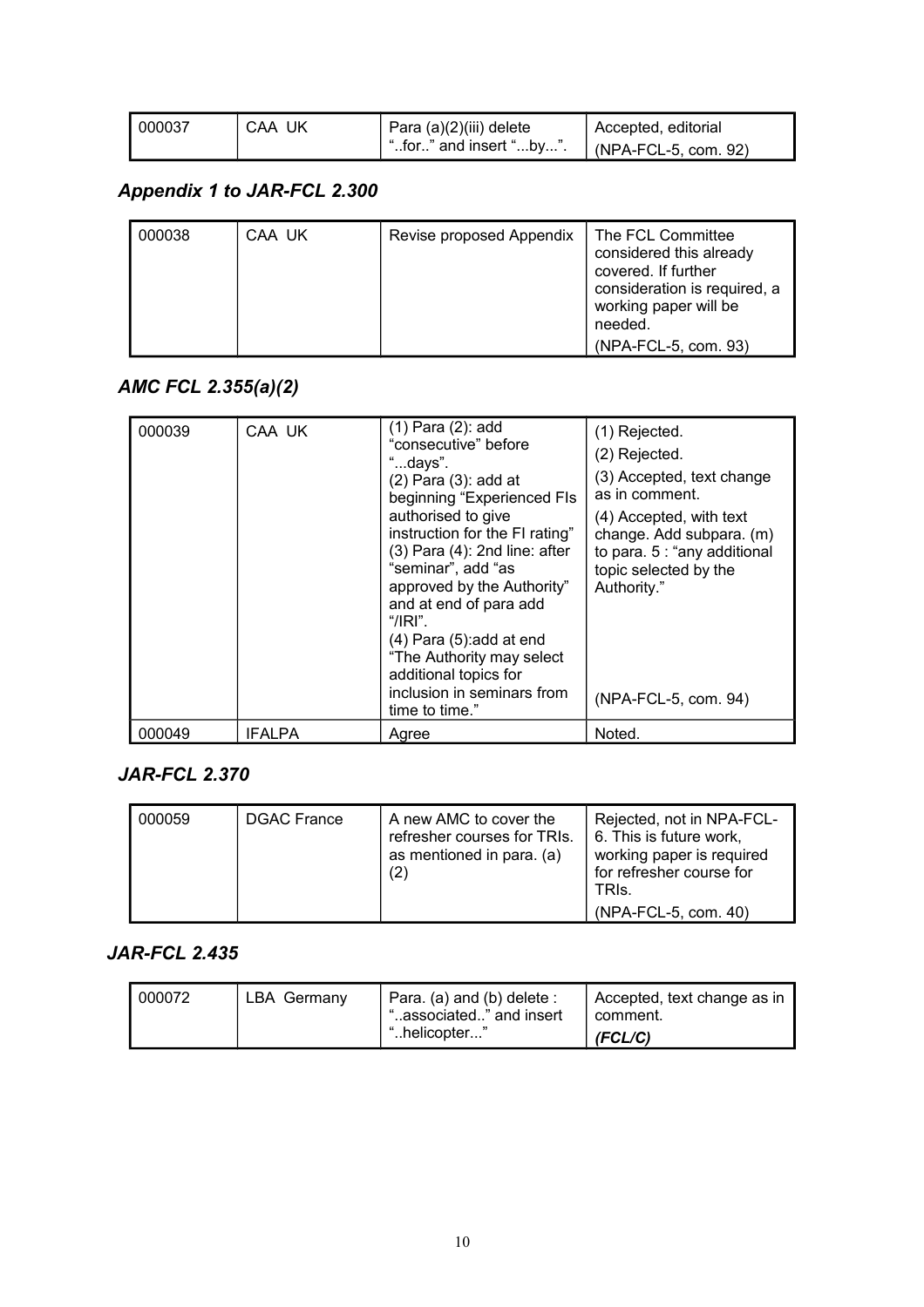| 000037 | CAA UK | Para (a)(2)(iii) delete "..for.." and insert "...by...". | Accepted, editorial (NPA-FCL-5, com. 92) |
|---|---|---|---|

## *Appendix 1 to JAR-FCL 2.300*

| 000038 | CAA UK | Revise proposed Appendix | The FCL Committee considered this already covered. If further consideration is required, a working paper will be needed. (NPA-FCL-5, com. 93) |
|---|---|---|---|

## *AMC FCL 2.355(a)(2)*

| 000039 | CAA UK | (1) Para (2): add "consecutive" before "...days". (2) Para (3): add at beginning "Experienced FIs authorised to give instruction for the FI rating" (3) Para (4): 2nd line: after "seminar", add "as approved by the Authority" and at end of para add "/IRI". (4) Para (5):add at end "The Authority may select additional topics for inclusion in seminars from time to time." | (1) Rejected. (2) Rejected. (3) Accepted, text change as in comment. (4) Accepted, with text change. Add subpara. (m) to para. 5 : "any additional topic selected by the Authority." (NPA-FCL-5, com. 94) |
|---|---|---|---|
| 000049 | IFALPA | Agree | Noted. |

## *JAR-FCL 2.370*

| 000059 | DGAC France | A new AMC to cover the refresher courses for TRIs. as mentioned in para. (a)(2) | Rejected, not in NPA-FCL-6. This is future work, working paper is required for refresher course for TRIs. (NPA-FCL-5, com. 40) |
|---|---|---|---|

## *JAR-FCL 2.435*

| 000072 | LBA Germany | Para. (a) and (b) delete : "..associated.." and insert "..helicopter..." | Accepted, text change as in comment. ***(FCL/C)*** |
|---|---|---|---|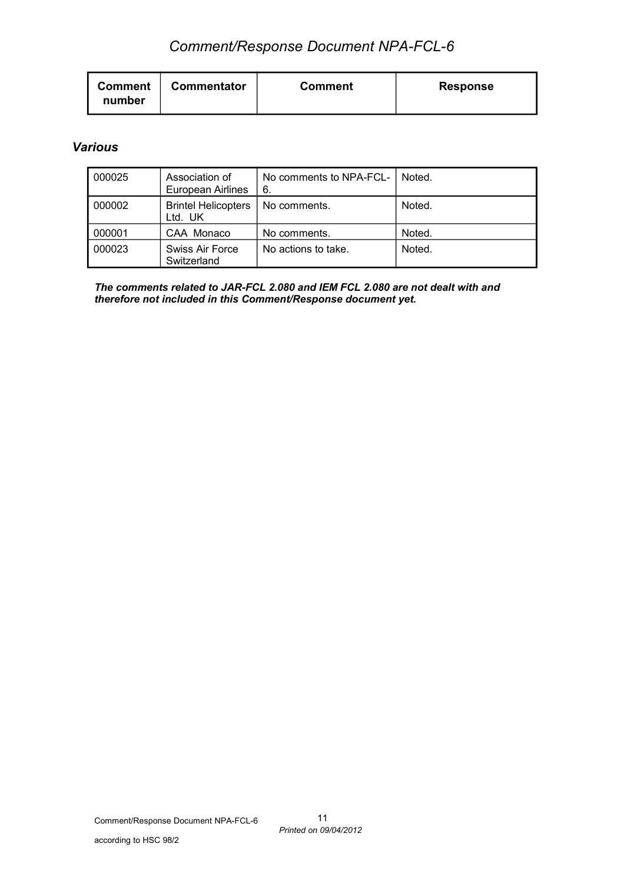## *Various*

| Comment number | Commentator | Comment | Response |
|---|---|---|---|
| 000025 | Association of European Airlines | No comments to NPA-FCL-6. | Noted. |
| 000002 | Brintel Helicopters Ltd. UK | No comments. | Noted. |
| 000001 | CAA Monaco | No comments. | Noted. |
| 000023 | Swiss Air Force Switzerland | No actions to take. | Noted. |

***The comments related to JAR-FCL 2.080 and IEM FCL 2.080 are not dealt with and therefore not included in this Comment/Response document yet.***